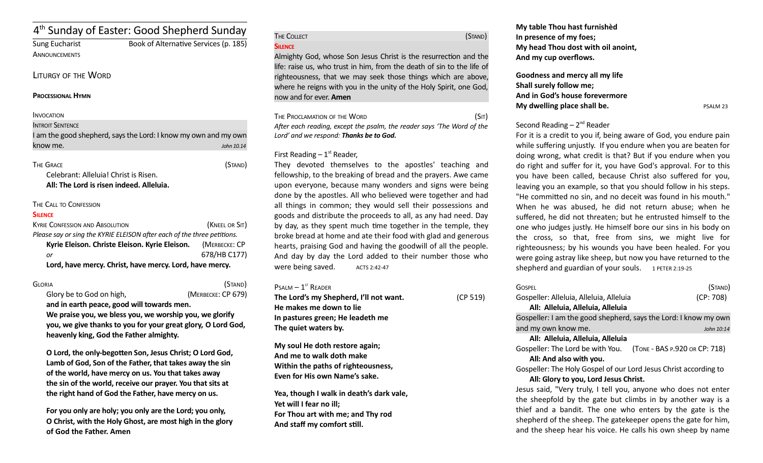# 4th Sunday of Easter: Good Shepherd Sunday

Sung Eucharist — Book of Alternative Services (p. 185)

ANNOUNCEMENTS

## LITURGY OF THE WORD

**PROCESSIONAL HYMN**

INVOCATION

INTROIT SENTENCE

I am the good shepherd, says the Lord: I know my own and my own know me. *John 10.14*

THE GRACE (STAND)

Celebrant: Alleluia! Christ is Risen.

**All: The Lord is risen indeed. Alleluia.**

THE CALL TO CONFESSION

**SILENCE**

KYRIE CONFESSION AND ABSOLUTION (KNEEL OR SIT)

*Please say or sing the KYRIE ELEISON after each of the three petitions.*

**Kyrie Eleison. Christe Eleison. Kyrie Eleison.** (MERBECKE: CP 678/HB C177)

*or*

**Lord, have mercy. Christ, have mercy. Lord, have mercy.**

GLORIA (STAND)

Glory be to God on high, (MERBECKE: CP 679)

**and in earth peace, good will towards men.**

**We praise you, we bless you, we worship you, we glorify you, we give thanks to you for your great glory, O Lord God, heavenly king, God the Father almighty.**

**O Lord, the only-begotten Son, Jesus Christ; O Lord God, Lamb of God, Son of the Father, that takes away the sin of the world, have mercy on us. You that takes away the sin of the world, receive our prayer. You that sits at the right hand of God the Father, have mercy on us.**

**For you only are holy; you only are the Lord; you only, O Christ, with the Holy Ghost, are most high in the glory of God the Father. Amen**

THE COLLECT (STAND)

**SILENCE**

Almighty God, whose Son Jesus Christ is the resurrection and the life: raise us, who trust in him, from the death of sin to the life of righteousness, that we may seek those things which are above, where he reigns with you in the unity of the Holy Spirit, one God, now and for ever. **Amen**

THE PROCLAMATION OF THE WORD (SIT)

*After each reading, except the psalm, the reader says 'The Word of the Lord' and we respond:* ***Thanks be to God.***

First Reading – 1st Reader,

They devoted themselves to the apostles' teaching and fellowship, to the breaking of bread and the prayers. Awe came upon everyone, because many wonders and signs were being done by the apostles. All who believed were together and had all things in common; they would sell their possessions and goods and distribute the proceeds to all, as any had need. Day by day, as they spent much time together in the temple, they broke bread at home and ate their food with glad and generous hearts, praising God and having the goodwill of all the people. And day by day the Lord added to their number those who were being saved. ACTS 2:42-47

PSALM – 1ST READER

**The Lord's my Shepherd, I'll not want.** (CP 519)
**He makes me down to lie**
**In pastures green; He leadeth me**
**The quiet waters by.**

**My soul He doth restore again;**
**And me to walk doth make**
**Within the paths of righteousness,**
**Even for His own Name's sake.**

**Yea, though I walk in death's dark vale,**
**Yet will I fear no ill;**
**For Thou art with me; and Thy rod**
**And staff my comfort still.**

**My table Thou hast furnishèd**
**In presence of my foes;**
**My head Thou dost with oil anoint,**
**And my cup overflows.**

**Goodness and mercy all my life**
**Shall surely follow me;**
**And in God's house forevermore**
**My dwelling place shall be.** PSALM 23

Second Reading – 2nd Reader

For it is a credit to you if, being aware of God, you endure pain while suffering unjustly. If you endure when you are beaten for doing wrong, what credit is that? But if you endure when you do right and suffer for it, you have God's approval. For to this you have been called, because Christ also suffered for you, leaving you an example, so that you should follow in his steps. "He committed no sin, and no deceit was found in his mouth." When he was abused, he did not return abuse; when he suffered, he did not threaten; but he entrusted himself to the one who judges justly. He himself bore our sins in his body on the cross, so that, free from sins, we might live for righteousness; by his wounds you have been healed. For you were going astray like sheep, but now you have returned to the shepherd and guardian of your souls. 1 PETER 2:19-25

GOSPEL (STAND)

Gospeller: Alleluia, Alleluia, Alleluia (CP: 708)

**All: Alleluia, Alleluia, Alleluia**

Gospeller: I am the good shepherd, says the Lord: I know my own and my own know me. *John 10:14*

**All: Alleluia, Alleluia, Alleluia**

Gospeller: The Lord be with You. (TONE - BAS P.920 OR CP: 718)

**All: And also with you.**

Gospeller: The Holy Gospel of our Lord Jesus Christ according to

**All: Glory to you, Lord Jesus Christ.**

Jesus said, "Very truly, I tell you, anyone who does not enter the sheepfold by the gate but climbs in by another way is a thief and a bandit. The one who enters by the gate is the shepherd of the sheep. The gatekeeper opens the gate for him, and the sheep hear his voice. He calls his own sheep by name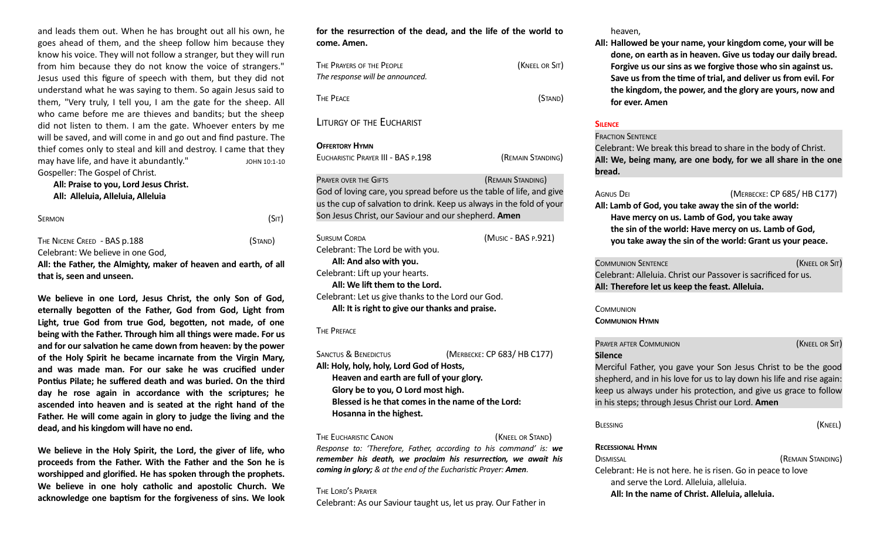and leads them out. When he has brought out all his own, he goes ahead of them, and the sheep follow him because they know his voice. They will not follow a stranger, but they will run from him because they do not know the voice of strangers." Jesus used this figure of speech with them, but they did not understand what he was saying to them. So again Jesus said to them, "Very truly, I tell you, I am the gate for the sheep. All who came before me are thieves and bandits; but the sheep did not listen to them. I am the gate. Whoever enters by me will be saved, and will come in and go out and find pasture. The thief comes only to steal and kill and destroy. I came that they may have life, and have it abundantly." JOHN 10:1-10

Gospeller: The Gospel of Christ.

**All: Praise to you, Lord Jesus Christ.**
**All: Alleluia, Alleluia, Alleluia**

SERMON (SIT)

THE NICENE CREED - BAS p.188 (STAND)

Celebrant: We believe in one God,

**All: the Father, the Almighty, maker of heaven and earth, of all that is, seen and unseen.**

**We believe in one Lord, Jesus Christ, the only Son of God, eternally begotten of the Father, God from God, Light from Light, true God from true God, begotten, not made, of one being with the Father. Through him all things were made. For us and for our salvation he came down from heaven: by the power of the Holy Spirit he became incarnate from the Virgin Mary, and was made man. For our sake he was crucified under Pontius Pilate; he suffered death and was buried. On the third day he rose again in accordance with the scriptures; he ascended into heaven and is seated at the right hand of the Father. He will come again in glory to judge the living and the dead, and his kingdom will have no end.**

**We believe in the Holy Spirit, the Lord, the giver of life, who proceeds from the Father. With the Father and the Son he is worshipped and glorified. He has spoken through the prophets. We believe in one holy catholic and apostolic Church. We acknowledge one baptism for the forgiveness of sins. We look for the resurrection of the dead, and the life of the world to come. Amen.**

THE PRAYERS OF THE PEOPLE (KNEEL OR SIT)

*The response will be announced.*

THE PEACE (STAND)

## LITURGY OF THE EUCHARIST

**OFFERTORY HYMN**

EUCHARISTIC PRAYER III - BAS P.198 (REMAIN STANDING)

PRAYER OVER THE GIFTS (REMAIN STANDING)

God of loving care, you spread before us the table of life, and give us the cup of salvation to drink. Keep us always in the fold of your Son Jesus Christ, our Saviour and our shepherd. **Amen**

SURSUM CORDA (MUSIC - BAS P.921)

Celebrant: The Lord be with you.

**All: And also with you.**

Celebrant: Lift up your hearts.

**All: We lift them to the Lord.**

Celebrant: Let us give thanks to the Lord our God.

**All: It is right to give our thanks and praise.**

THE PREFACE

SANCTUS & BENEDICTUS (MERBECKE: CP 683/ HB C177)

**All: Holy, holy, holy, Lord God of Hosts,**
**Heaven and earth are full of your glory.**
**Glory be to you, O Lord most high.**
**Blessed is he that comes in the name of the Lord:**
**Hosanna in the highest.**

THE EUCHARISTIC CANON (KNEEL OR STAND)

*Response to: 'Therefore, Father, according to his command' is:* ***we remember his death, we proclaim his resurrection, we await his coming in glory;*** *& at the end of the Eucharistic Prayer:* ***Amen****.*

THE LORD'S PRAYER

Celebrant: As our Saviour taught us, let us pray. Our Father in heaven,

**All: Hallowed be your name, your kingdom come, your will be done, on earth as in heaven. Give us today our daily bread. Forgive us our sins as we forgive those who sin against us. Save us from the time of trial, and deliver us from evil. For the kingdom, the power, and the glory are yours, now and for ever. Amen**

**SILENCE**

FRACTION SENTENCE

Celebrant: We break this bread to share in the body of Christ.

**All: We, being many, are one body, for we all share in the one bread.**

AGNUS DEI (MERBECKE: CP 685/ HB C177)

**All: Lamb of God, you take away the sin of the world:**
**Have mercy on us. Lamb of God, you take away**
**the sin of the world: Have mercy on us. Lamb of God,**
**you take away the sin of the world: Grant us your peace.**

COMMUNION SENTENCE (KNEEL OR SIT)

Celebrant: Alleluia. Christ our Passover is sacrificed for us.

**All: Therefore let us keep the feast. Alleluia.**

COMMUNION

**COMMUNION HYMN**

PRAYER AFTER COMMUNION (KNEEL OR SIT)

**Silence**

Merciful Father, you gave your Son Jesus Christ to be the good shepherd, and in his love for us to lay down his life and rise again: keep us always under his protection, and give us grace to follow in his steps; through Jesus Christ our Lord. **Amen**

BLESSING (KNEEL)

**RECESSIONAL HYMN**

DISMISSAL (REMAIN STANDING)

Celebrant: He is not here. he is risen. Go in peace to love and serve the Lord. Alleluia, alleluia.

**All: In the name of Christ. Alleluia, alleluia.**